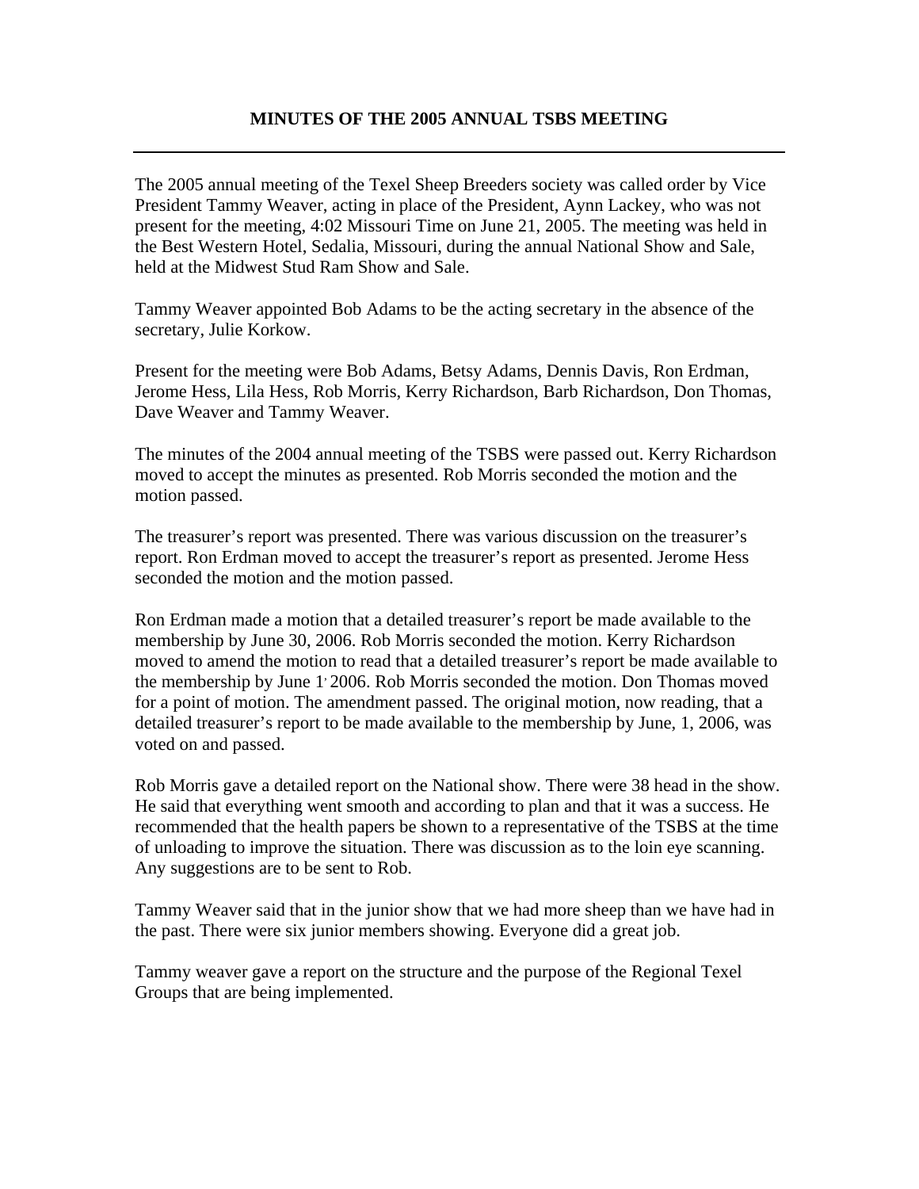# MINUTES OF THE 2005 ANNUAL TSBS MEETING

---

The 2005 annual meeting of the Texel Sheep Breeders society was called order by Vice President Tammy Weaver, acting in place of the President, Aynn Lackey, who was not present for the meeting, 4:02 Missouri Time on June 21, 2005. The meeting was held in the Best Western Hotel, Sedalia, Missouri, during the annual National Show and Sale, held at the Midwest Stud Ram Show and Sale.

Tammy Weaver appointed Bob Adams to be the acting secretary in the absence of the secretary, Julie Korkow.

Present for the meeting were Bob Adams, Betsy Adams, Dennis Davis, Ron Erdman, Jerome Hess, Lila Hess, Rob Morris, Kerry Richardson, Barb Richardson, Don Thomas, Dave Weaver and Tammy Weaver.

The minutes of the 2004 annual meeting of the TSBS were passed out. Kerry Richardson moved to accept the minutes as presented. Rob Morris seconded the motion and the motion passed.

The treasurer's report was presented. There was various discussion on the treasurer's report. Ron Erdman moved to accept the treasurer's report as presented. Jerome Hess seconded the motion and the motion passed.

Ron Erdman made a motion that a detailed treasurer's report be made available to the membership by June 30, 2006. Rob Morris seconded the motion. Kerry Richardson moved to amend the motion to read that a detailed treasurer's report be made available to the membership by June 1, 2006. Rob Morris seconded the motion. Don Thomas moved for a point of motion. The amendment passed. The original motion, now reading, that a detailed treasurer's report to be made available to the membership by June, 1, 2006, was voted on and passed.

Rob Morris gave a detailed report on the National show. There were 38 head in the show. He said that everything went smooth and according to plan and that it was a success. He recommended that the health papers be shown to a representative of the TSBS at the time of unloading to improve the situation. There was discussion as to the loin eye scanning. Any suggestions are to be sent to Rob.

Tammy Weaver said that in the junior show that we had more sheep than we have had in the past. There were six junior members showing. Everyone did a great job.

Tammy weaver gave a report on the structure and the purpose of the Regional Texel Groups that are being implemented.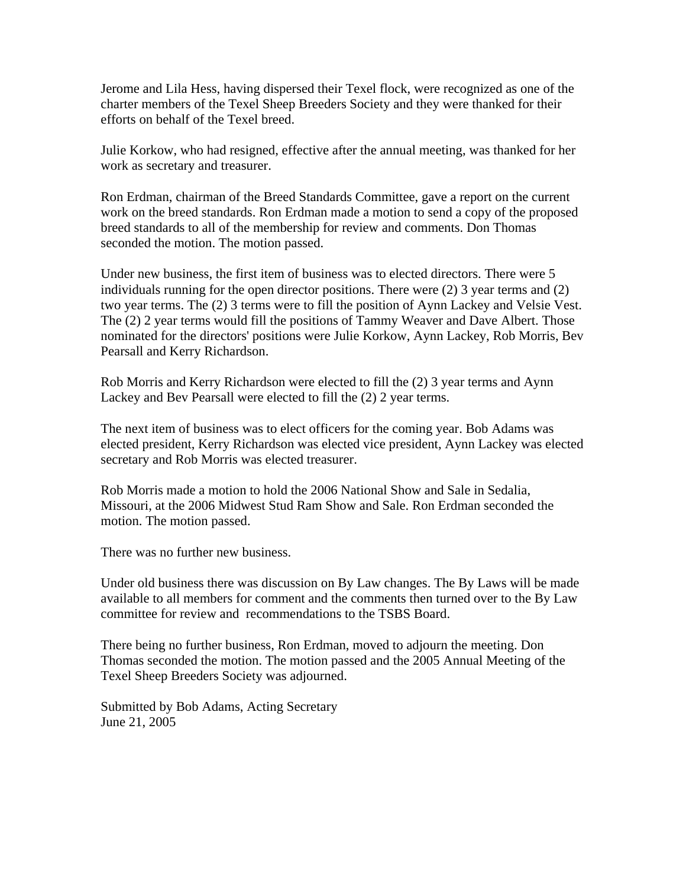Jerome and Lila Hess, having dispersed their Texel flock, were recognized as one of the charter members of the Texel Sheep Breeders Society and they were thanked for their efforts on behalf of the Texel breed.

Julie Korkow, who had resigned, effective after the annual meeting, was thanked for her work as secretary and treasurer.

Ron Erdman, chairman of the Breed Standards Committee, gave a report on the current work on the breed standards. Ron Erdman made a motion to send a copy of the proposed breed standards to all of the membership for review and comments. Don Thomas seconded the motion. The motion passed.

Under new business, the first item of business was to elected directors. There were 5 individuals running for the open director positions. There were (2) 3 year terms and (2) two year terms. The (2) 3 terms were to fill the position of Aynn Lackey and Velsie Vest. The (2) 2 year terms would fill the positions of Tammy Weaver and Dave Albert. Those nominated for the directors' positions were Julie Korkow, Aynn Lackey, Rob Morris, Bev Pearsall and Kerry Richardson.

Rob Morris and Kerry Richardson were elected to fill the (2) 3 year terms and Aynn Lackey and Bev Pearsall were elected to fill the (2) 2 year terms.

The next item of business was to elect officers for the coming year. Bob Adams was elected president, Kerry Richardson was elected vice president, Aynn Lackey was elected secretary and Rob Morris was elected treasurer.

Rob Morris made a motion to hold the 2006 National Show and Sale in Sedalia, Missouri, at the 2006 Midwest Stud Ram Show and Sale. Ron Erdman seconded the motion. The motion passed.

There was no further new business.

Under old business there was discussion on By Law changes. The By Laws will be made available to all members for comment and the comments then turned over to the By Law committee for review and recommendations to the TSBS Board.

There being no further business, Ron Erdman, moved to adjourn the meeting. Don Thomas seconded the motion. The motion passed and the 2005 Annual Meeting of the Texel Sheep Breeders Society was adjourned.

Submitted by Bob Adams, Acting Secretary
June 21, 2005